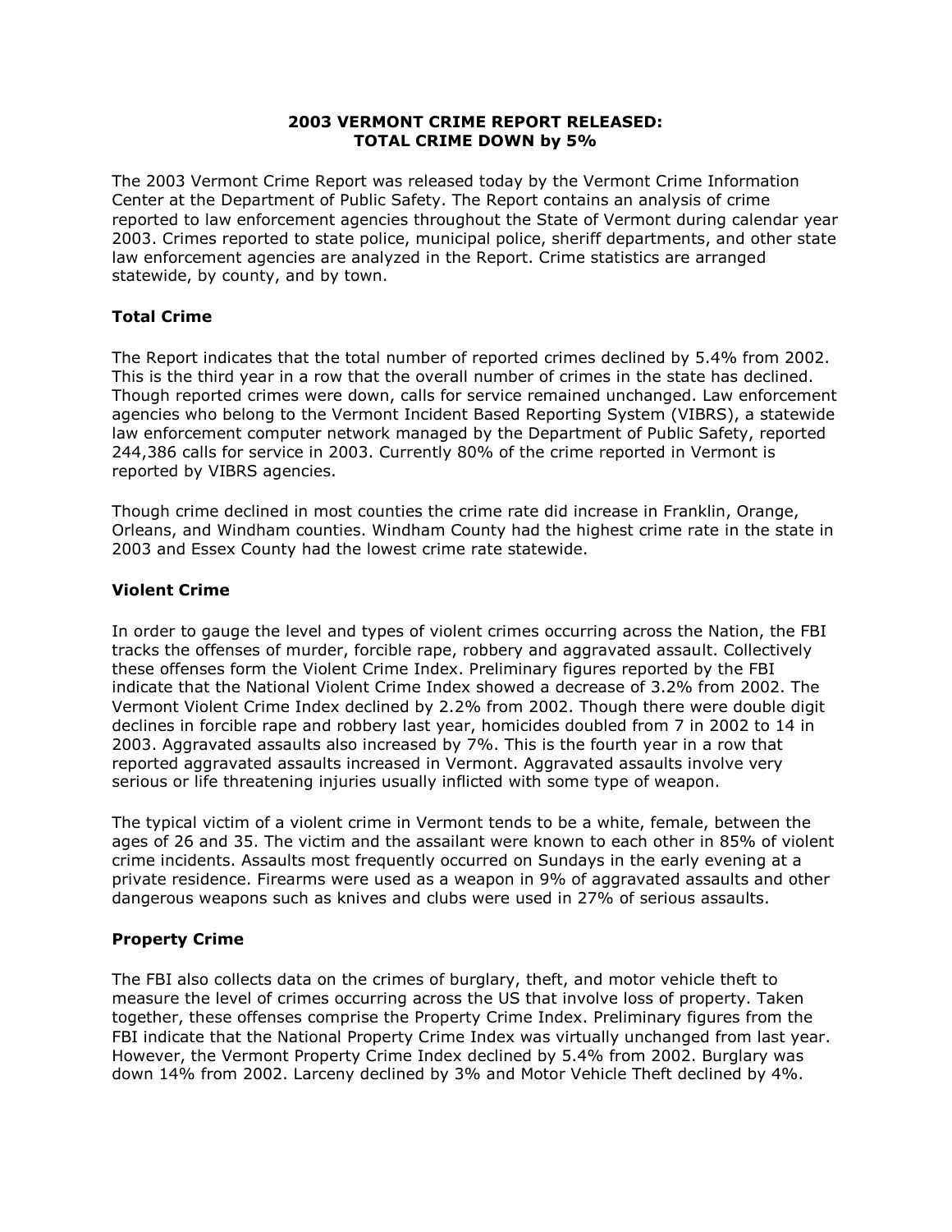# 2003 VERMONT CRIME REPORT RELEASED: TOTAL CRIME DOWN by 5%

The 2003 Vermont Crime Report was released today by the Vermont Crime Information Center at the Department of Public Safety. The Report contains an analysis of crime reported to law enforcement agencies throughout the State of Vermont during calendar year 2003. Crimes reported to state police, municipal police, sheriff departments, and other state law enforcement agencies are analyzed in the Report. Crime statistics are arranged statewide, by county, and by town.

## Total Crime

The Report indicates that the total number of reported crimes declined by 5.4% from 2002. This is the third year in a row that the overall number of crimes in the state has declined. Though reported crimes were down, calls for service remained unchanged. Law enforcement agencies who belong to the Vermont Incident Based Reporting System (VIBRS), a statewide law enforcement computer network managed by the Department of Public Safety, reported 244,386 calls for service in 2003. Currently 80% of the crime reported in Vermont is reported by VIBRS agencies.

Though crime declined in most counties the crime rate did increase in Franklin, Orange, Orleans, and Windham counties. Windham County had the highest crime rate in the state in 2003 and Essex County had the lowest crime rate statewide.

## Violent Crime

In order to gauge the level and types of violent crimes occurring across the Nation, the FBI tracks the offenses of murder, forcible rape, robbery and aggravated assault. Collectively these offenses form the Violent Crime Index. Preliminary figures reported by the FBI indicate that the National Violent Crime Index showed a decrease of 3.2% from 2002. The Vermont Violent Crime Index declined by 2.2% from 2002. Though there were double digit declines in forcible rape and robbery last year, homicides doubled from 7 in 2002 to 14 in 2003. Aggravated assaults also increased by 7%. This is the fourth year in a row that reported aggravated assaults increased in Vermont. Aggravated assaults involve very serious or life threatening injuries usually inflicted with some type of weapon.

The typical victim of a violent crime in Vermont tends to be a white, female, between the ages of 26 and 35. The victim and the assailant were known to each other in 85% of violent crime incidents. Assaults most frequently occurred on Sundays in the early evening at a private residence. Firearms were used as a weapon in 9% of aggravated assaults and other dangerous weapons such as knives and clubs were used in 27% of serious assaults.

## Property Crime

The FBI also collects data on the crimes of burglary, theft, and motor vehicle theft to measure the level of crimes occurring across the US that involve loss of property. Taken together, these offenses comprise the Property Crime Index. Preliminary figures from the FBI indicate that the National Property Crime Index was virtually unchanged from last year. However, the Vermont Property Crime Index declined by 5.4% from 2002. Burglary was down 14% from 2002. Larceny declined by 3% and Motor Vehicle Theft declined by 4%.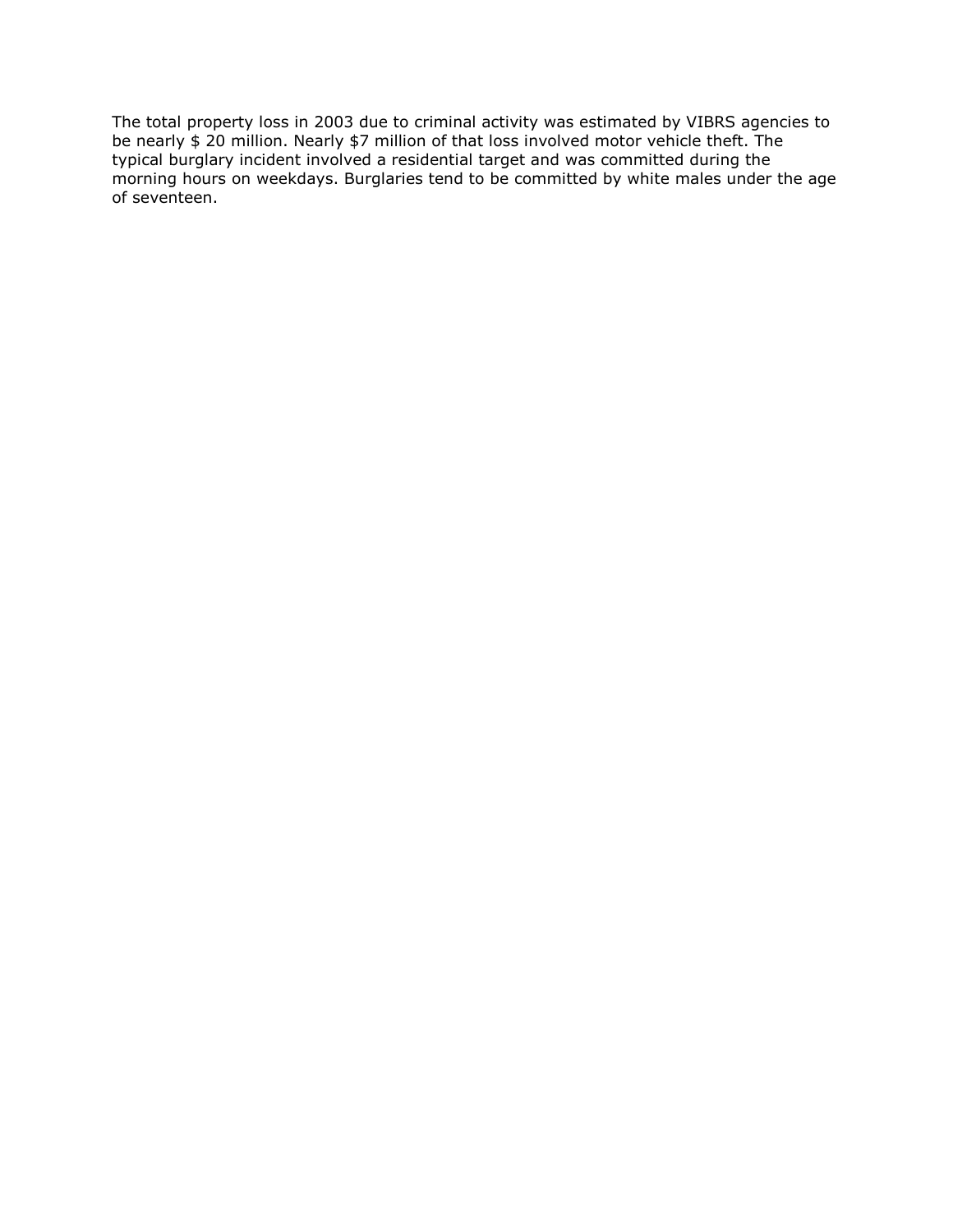The total property loss in 2003 due to criminal activity was estimated by VIBRS agencies to be nearly $ 20 million. Nearly $7 million of that loss involved motor vehicle theft. The typical burglary incident involved a residential target and was committed during the morning hours on weekdays. Burglaries tend to be committed by white males under the age of seventeen.